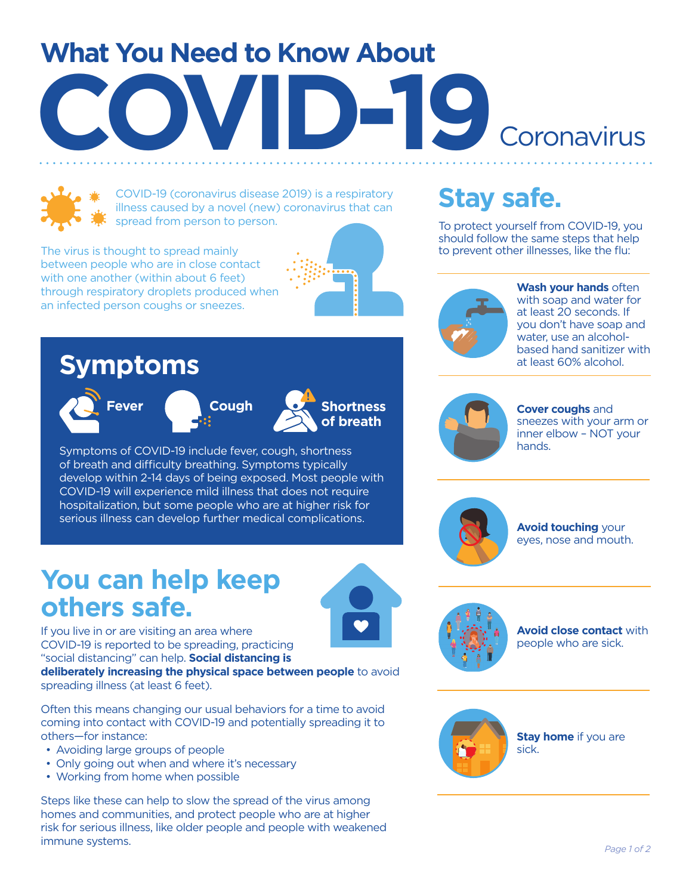# What You Need to Know About COVID-19 Coronavirus

COVID-19 (coronavirus disease 2019) is a respiratory illness caused by a novel (new) coronavirus that can spread from person to person.

The virus is thought to spread mainly between people who are in close contact with one another (within about 6 feet) through respiratory droplets produced when an infected person coughs or sneezes.

## Symptoms

Fever

Cough

Shortness of breath

Symptoms of COVID-19 include fever, cough, shortness of breath and difficulty breathing. Symptoms typically develop within 2-14 days of being exposed. Most people with COVID-19 will experience mild illness that does not require hospitalization, but some people who are at higher risk for serious illness can develop further medical complications.

## You can help keep others safe.

If you live in or are visiting an area where COVID-19 is reported to be spreading, practicing "social distancing" can help. **Social distancing is deliberately increasing the physical space between people** to avoid spreading illness (at least 6 feet).

Often this means changing our usual behaviors for a time to avoid coming into contact with COVID-19 and potentially spreading it to others—for instance:

- Avoiding large groups of people
- Only going out when and where it's necessary
- Working from home when possible

Steps like these can help to slow the spread of the virus among homes and communities, and protect people who are at higher risk for serious illness, like older people and people with weakened immune systems.

## Stay safe.

To protect yourself from COVID-19, you should follow the same steps that help to prevent other illnesses, like the flu:

**Wash your hands** often with soap and water for at least 20 seconds. If you don't have soap and water, use an alcohol-based hand sanitizer with at least 60% alcohol.

**Cover coughs** and sneezes with your arm or inner elbow – NOT your hands.

**Avoid touching** your eyes, nose and mouth.

**Avoid close contact** with people who are sick.

**Stay home** if you are sick.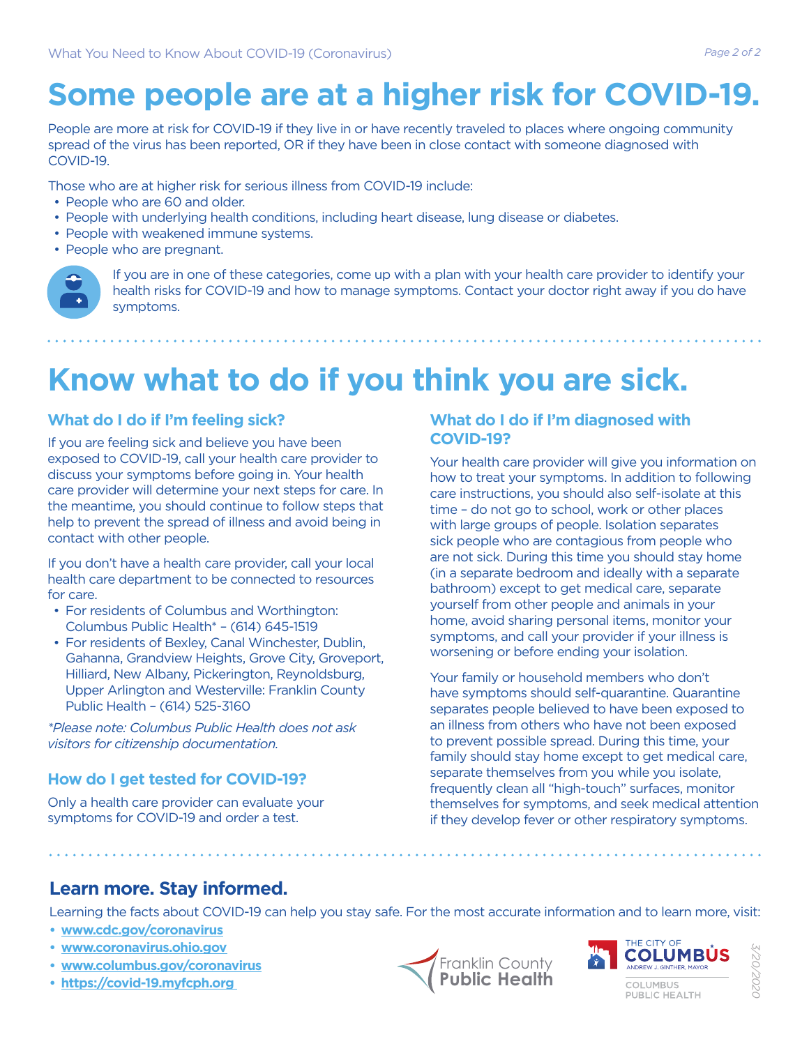# Some people are at a higher risk for COVID-19.

People are more at risk for COVID-19 if they live in or have recently traveled to places where ongoing community spread of the virus has been reported, OR if they have been in close contact with someone diagnosed with COVID-19.

Those who are at higher risk for serious illness from COVID-19 include:

- People who are 60 and older.
- People with underlying health conditions, including heart disease, lung disease or diabetes.
- People with weakened immune systems.
- People who are pregnant.

If you are in one of these categories, come up with a plan with your health care provider to identify your health risks for COVID-19 and how to manage symptoms. Contact your doctor right away if you do have symptoms.

# Know what to do if you think you are sick.

### What do I do if I'm feeling sick?

If you are feeling sick and believe you have been exposed to COVID-19, call your health care provider to discuss your symptoms before going in. Your health care provider will determine your next steps for care. In the meantime, you should continue to follow steps that help to prevent the spread of illness and avoid being in contact with other people.

If you don't have a health care provider, call your local health care department to be connected to resources for care.

- For residents of Columbus and Worthington: Columbus Public Health* – (614) 645-1519
- For residents of Bexley, Canal Winchester, Dublin, Gahanna, Grandview Heights, Grove City, Groveport, Hilliard, New Albany, Pickerington, Reynoldsburg, Upper Arlington and Westerville: Franklin County Public Health – (614) 525-3160

*\*Please note: Columbus Public Health does not ask visitors for citizenship documentation.*

### How do I get tested for COVID-19?

Only a health care provider can evaluate your symptoms for COVID-19 and order a test.

### What do I do if I'm diagnosed with COVID-19?

Your health care provider will give you information on how to treat your symptoms. In addition to following care instructions, you should also self-isolate at this time – do not go to school, work or other places with large groups of people. Isolation separates sick people who are contagious from people who are not sick. During this time you should stay home (in a separate bedroom and ideally with a separate bathroom) except to get medical care, separate yourself from other people and animals in your home, avoid sharing personal items, monitor your symptoms, and call your provider if your illness is worsening or before ending your isolation.

Your family or household members who don't have symptoms should self-quarantine. Quarantine separates people believed to have been exposed to an illness from others who have not been exposed to prevent possible spread. During this time, your family should stay home except to get medical care, separate themselves from you while you isolate, frequently clean all "high-touch" surfaces, monitor themselves for symptoms, and seek medical attention if they develop fever or other respiratory symptoms.

## Learn more. Stay informed.

Learning the facts about COVID-19 can help you stay safe. For the most accurate information and to learn more, visit:

- **www.cdc.gov/coronavirus**
- **www.coronavirus.ohio.gov**
- **www.columbus.gov/coronavirus**
- **https://covid-19.myfcph.org**

Franklin County Public Health

THE CITY OF COLUMBUS
ANDREW J. GINTHER, MAYOR

COLUMBUS PUBLIC HEALTH

3/20/2020